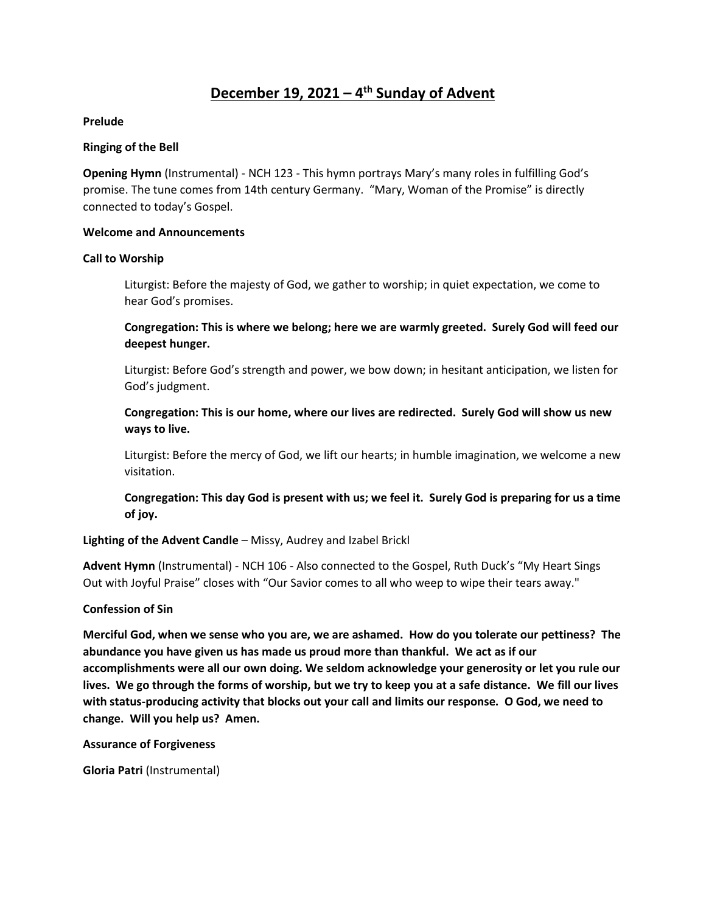# December 19, 2021 – 4th Sunday of Advent

**Prelude**

**Ringing of the Bell**

**Opening Hymn** (Instrumental) - NCH 123 - This hymn portrays Mary's many roles in fulfilling God's promise. The tune comes from 14th century Germany. "Mary, Woman of the Promise" is directly connected to today's Gospel.

**Welcome and Announcements**

**Call to Worship**

> Liturgist: Before the majesty of God, we gather to worship; in quiet expectation, we come to hear God's promises.
>
> **Congregation: This is where we belong; here we are warmly greeted. Surely God will feed our deepest hunger.**
>
> Liturgist: Before God's strength and power, we bow down; in hesitant anticipation, we listen for God's judgment.
>
> **Congregation: This is our home, where our lives are redirected. Surely God will show us new ways to live.**
>
> Liturgist: Before the mercy of God, we lift our hearts; in humble imagination, we welcome a new visitation.
>
> **Congregation: This day God is present with us; we feel it. Surely God is preparing for us a time of joy.**

**Lighting of the Advent Candle** – Missy, Audrey and Izabel Brickl

**Advent Hymn** (Instrumental) - NCH 106 - Also connected to the Gospel, Ruth Duck's "My Heart Sings Out with Joyful Praise" closes with "Our Savior comes to all who weep to wipe their tears away."

**Confession of Sin**

**Merciful God, when we sense who you are, we are ashamed. How do you tolerate our pettiness? The abundance you have given us has made us proud more than thankful. We act as if our accomplishments were all our own doing. We seldom acknowledge your generosity or let you rule our lives. We go through the forms of worship, but we try to keep you at a safe distance. We fill our lives with status-producing activity that blocks out your call and limits our response. O God, we need to change. Will you help us? Amen.**

**Assurance of Forgiveness**

**Gloria Patri** (Instrumental)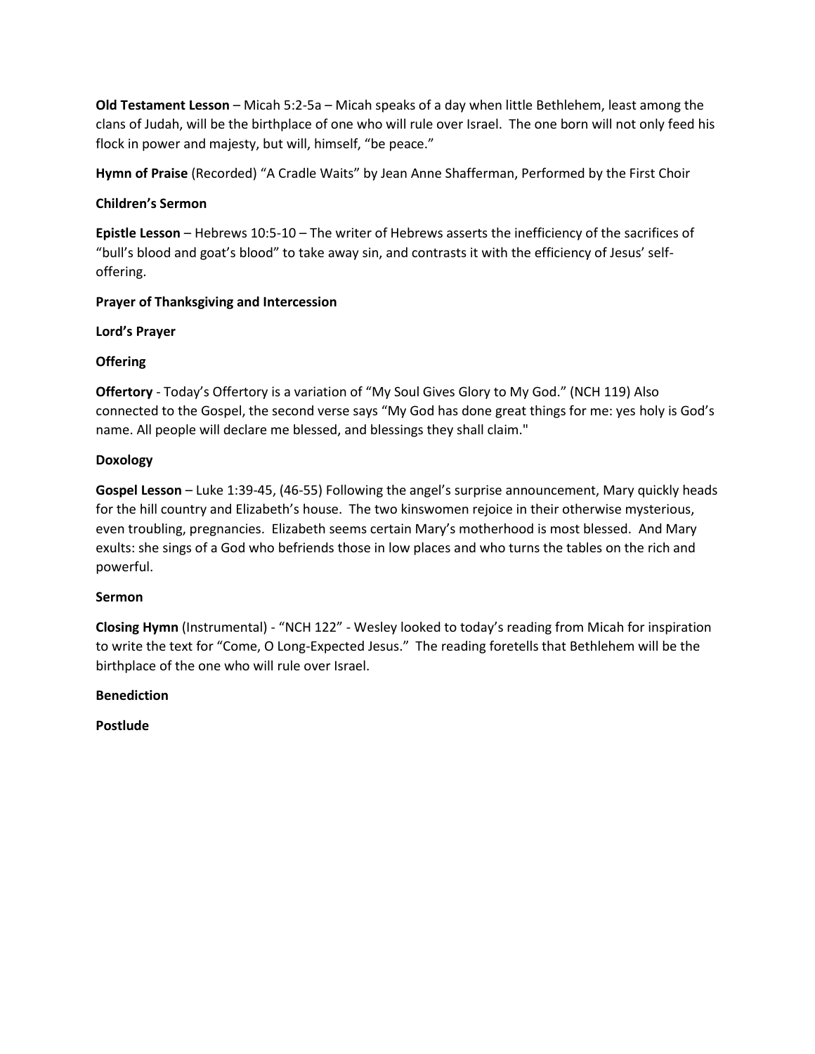**Old Testament Lesson** – Micah 5:2-5a – Micah speaks of a day when little Bethlehem, least among the clans of Judah, will be the birthplace of one who will rule over Israel. The one born will not only feed his flock in power and majesty, but will, himself, "be peace."

**Hymn of Praise** (Recorded) "A Cradle Waits" by Jean Anne Shafferman, Performed by the First Choir

**Children's Sermon**

**Epistle Lesson** – Hebrews 10:5-10 – The writer of Hebrews asserts the inefficiency of the sacrifices of "bull's blood and goat's blood" to take away sin, and contrasts it with the efficiency of Jesus' self-offering.

**Prayer of Thanksgiving and Intercession**

**Lord's Prayer**

**Offering**

**Offertory** - Today's Offertory is a variation of "My Soul Gives Glory to My God." (NCH 119) Also connected to the Gospel, the second verse says "My God has done great things for me: yes holy is God's name. All people will declare me blessed, and blessings they shall claim."

**Doxology**

**Gospel Lesson** – Luke 1:39-45, (46-55) Following the angel's surprise announcement, Mary quickly heads for the hill country and Elizabeth's house. The two kinswomen rejoice in their otherwise mysterious, even troubling, pregnancies. Elizabeth seems certain Mary's motherhood is most blessed. And Mary exults: she sings of a God who befriends those in low places and who turns the tables on the rich and powerful.

**Sermon**

**Closing Hymn** (Instrumental) - "NCH 122" - Wesley looked to today's reading from Micah for inspiration to write the text for "Come, O Long-Expected Jesus." The reading foretells that Bethlehem will be the birthplace of the one who will rule over Israel.

**Benediction**

**Postlude**